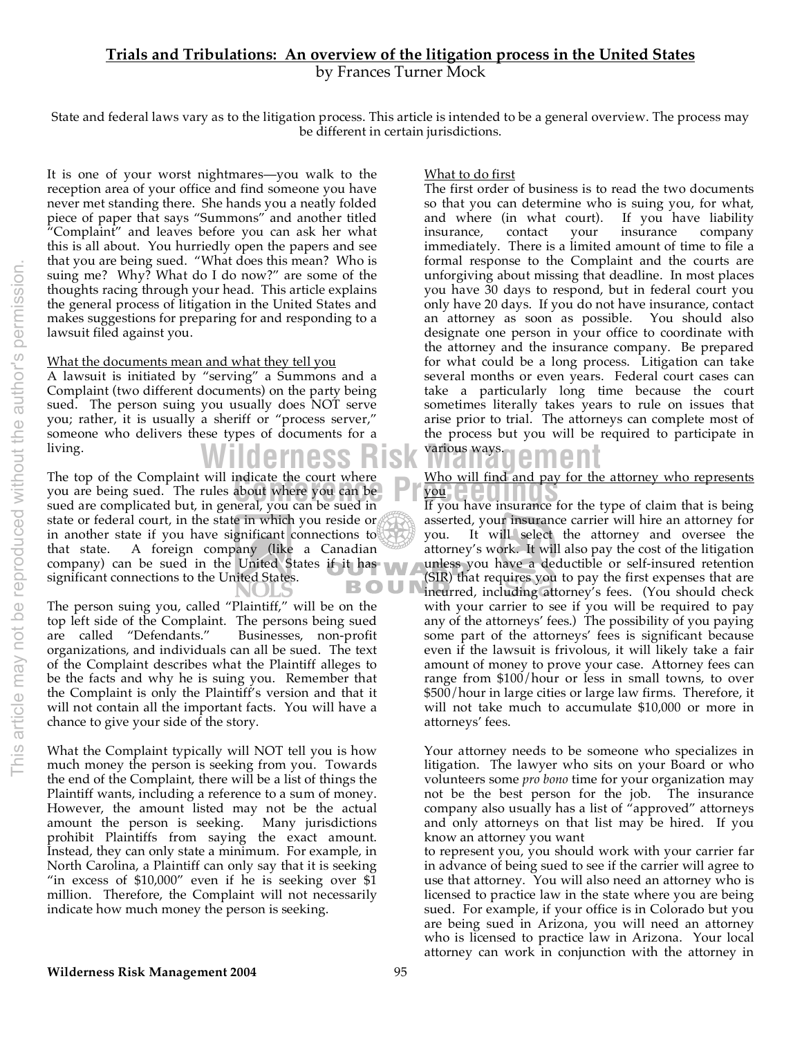# Trials and Tribulations: An overview of the litigation process in the United States

by Frances Turner Mock

State and federal laws vary as to the litigation process. This article is intended to be a general overview. The process may be different in certain jurisdictions.

It is one of your worst nightmares—you walk to the reception area of your office and find someone you have never met standing there. She hands you a neatly folded piece of paper that says "Summons" and another titled "Complaint" and leaves before you can ask her what this is all about. You hurriedly open the papers and see that you are being sued. "What does this mean? Who is suing me? Why? What do I do now?" are some of the thoughts racing through your head. This article explains the general process of litigation in the United States and makes suggestions for preparing for and responding to a lawsuit filed against you.

## What the documents mean and what they tell you

A lawsuit is initiated by "serving" a Summons and a Complaint (two different documents) on the party being sued. The person suing you usually does NOT serve you; rather, it is usually a sheriff or "process server," someone who delivers these types of documents for a living.

The top of the Complaint will indicate the court where you are being sued. The rules about where you can be sued are complicated but, in general, you can be sued in state or federal court, in the state in which you reside or in another state if you have significant connections to that state. A foreign company (like a Canadian company) can be sued in the United States if it has significant connections to the United States.

The person suing you, called "Plaintiff," will be on the top left side of the Complaint. The persons being sued are called "Defendants." Businesses, non-profit organizations, and individuals can all be sued. The text of the Complaint describes what the Plaintiff alleges to be the facts and why he is suing you. Remember that the Complaint is only the Plaintiff's version and that it will not contain all the important facts. You will have a chance to give your side of the story.

What the Complaint typically will NOT tell you is how much money the person is seeking from you. Towards the end of the Complaint, there will be a list of things the Plaintiff wants, including a reference to a sum of money. However, the amount listed may not be the actual amount the person is seeking. Many jurisdictions prohibit Plaintiffs from saying the exact amount. Instead, they can only state a minimum. For example, in North Carolina, a Plaintiff can only say that it is seeking "in excess of $10,000" even if he is seeking over $1 million. Therefore, the Complaint will not necessarily indicate how much money the person is seeking.

## What to do first

The first order of business is to read the two documents so that you can determine who is suing you, for what, and where (in what court). If you have liability insurance, contact your insurance company immediately. There is a limited amount of time to file a formal response to the Complaint and the courts are unforgiving about missing that deadline. In most places you have 30 days to respond, but in federal court you only have 20 days. If you do not have insurance, contact an attorney as soon as possible. You should also designate one person in your office to coordinate with the attorney and the insurance company. Be prepared for what could be a long process. Litigation can take several months or even years. Federal court cases can take a particularly long time because the court sometimes literally takes years to rule on issues that arise prior to trial. The attorneys can complete most of the process but you will be required to participate in various ways.

## Who will find and pay for the attorney who represents you

If you have insurance for the type of claim that is being asserted, your insurance carrier will hire an attorney for you. It will select the attorney and oversee the attorney's work. It will also pay the cost of the litigation unless you have a deductible or self-insured retention (SIR) that requires you to pay the first expenses that are incurred, including attorney's fees. (You should check with your carrier to see if you will be required to pay any of the attorneys' fees.) The possibility of you paying some part of the attorneys' fees is significant because even if the lawsuit is frivolous, it will likely take a fair amount of money to prove your case. Attorney fees can range from $100/hour or less in small towns, to over $500/hour in large cities or large law firms. Therefore, it will not take much to accumulate $10,000 or more in attorneys' fees.

Your attorney needs to be someone who specializes in litigation. The lawyer who sits on your Board or who volunteers some *pro bono* time for your organization may not be the best person for the job. The insurance company also usually has a list of "approved" attorneys and only attorneys on that list may be hired. If you know an attorney you want to represent you, you should work with your carrier far in advance of being sued to see if the carrier will agree to use that attorney. You will also need an attorney who is licensed to practice law in the state where you are being sued. For example, if your office is in Colorado but you are being sued in Arizona, you will need an attorney who is licensed to practice law in Arizona. Your local attorney can work in conjunction with the attorney in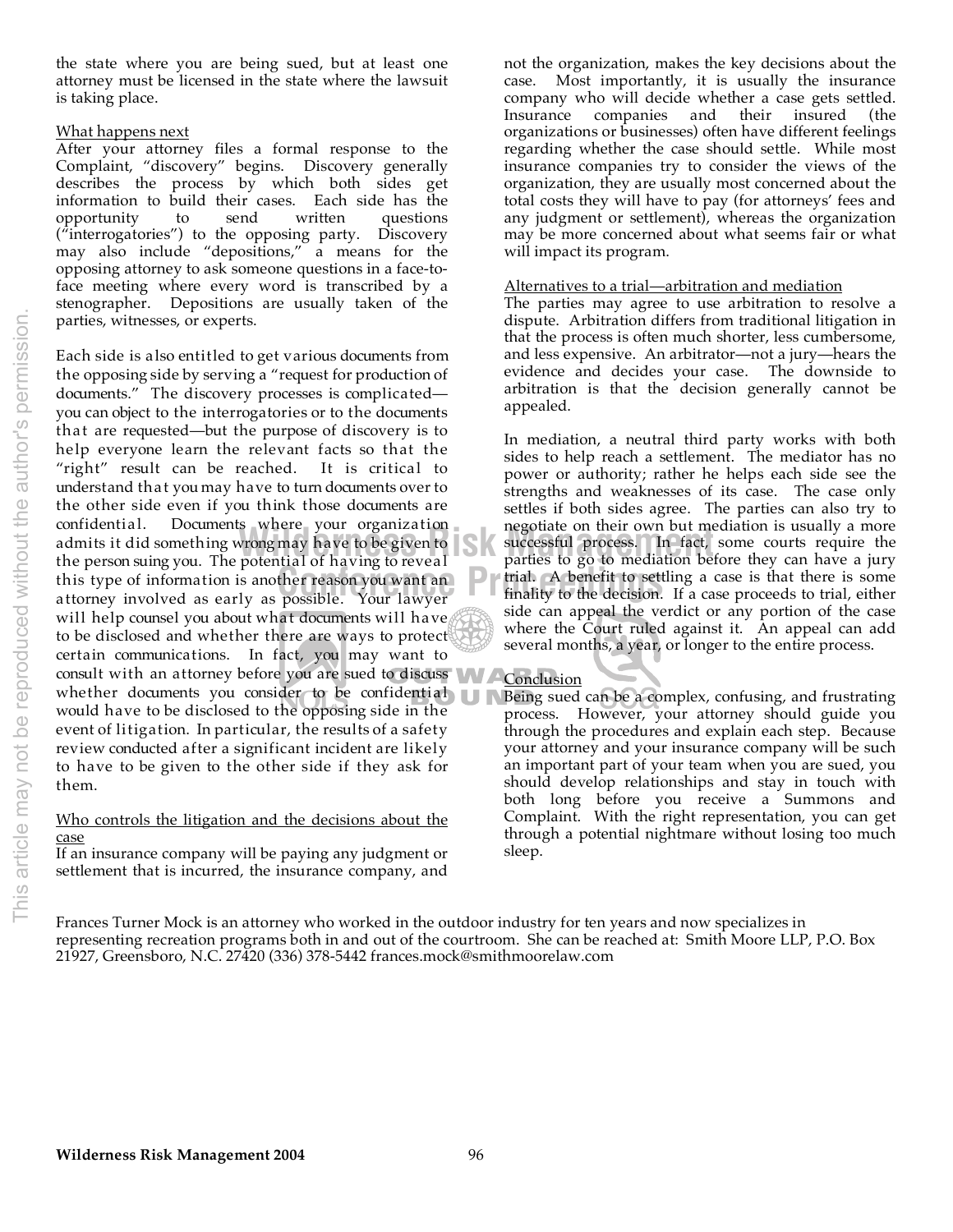the state where you are being sued, but at least one attorney must be licensed in the state where the lawsuit is taking place.

What happens next

After your attorney files a formal response to the Complaint, "discovery" begins. Discovery generally describes the process by which both sides get information to build their cases. Each side has the opportunity to send written questions ("interrogatories") to the opposing party. Discovery may also include "depositions," a means for the opposing attorney to ask someone questions in a face-to-face meeting where every word is transcribed by a stenographer. Depositions are usually taken of the parties, witnesses, or experts.

Each side is also entitled to get various documents from the opposing side by serving a "request for production of documents." The discovery processes is complicated—you can object to the interrogatories or to the documents that are requested—but the purpose of discovery is to help everyone learn the relevant facts so that the "right" result can be reached. It is critical to understand that you may have to turn documents over to the other side even if you think those documents are confidential. Documents where your organization admits it did something wrong may have to be given to the person suing you. The potential of having to reveal this type of information is another reason you want an attorney involved as early as possible. Your lawyer will help counsel you about what documents will have to be disclosed and whether there are ways to protect certain communications. In fact, you may want to consult with an attorney before you are sued to discuss whether documents you consider to be confidential would have to be disclosed to the opposing side in the event of litigation. In particular, the results of a safety review conducted after a significant incident are likely to have to be given to the other side if they ask for them.

Who controls the litigation and the decisions about the case

If an insurance company will be paying any judgment or settlement that is incurred, the insurance company, and not the organization, makes the key decisions about the case. Most importantly, it is usually the insurance company who will decide whether a case gets settled. Insurance companies and their insured (the organizations or businesses) often have different feelings regarding whether the case should settle. While most insurance companies try to consider the views of the organization, they are usually most concerned about the total costs they will have to pay (for attorneys' fees and any judgment or settlement), whereas the organization may be more concerned about what seems fair or what will impact its program.

Alternatives to a trial—arbitration and mediation

The parties may agree to use arbitration to resolve a dispute. Arbitration differs from traditional litigation in that the process is often much shorter, less cumbersome, and less expensive. An arbitrator—not a jury—hears the evidence and decides your case. The downside to arbitration is that the decision generally cannot be appealed.

In mediation, a neutral third party works with both sides to help reach a settlement. The mediator has no power or authority; rather he helps each side see the strengths and weaknesses of its case. The case only settles if both sides agree. The parties can also try to negotiate on their own but mediation is usually a more successful process. In fact, some courts require the parties to go to mediation before they can have a jury trial. A benefit to settling a case is that there is some finality to the decision. If a case proceeds to trial, either side can appeal the verdict or any portion of the case where the Court ruled against it. An appeal can add several months, a year, or longer to the entire process.

Conclusion

Being sued can be a complex, confusing, and frustrating process. However, your attorney should guide you through the procedures and explain each step. Because your attorney and your insurance company will be such an important part of your team when you are sued, you should develop relationships and stay in touch with both long before you receive a Summons and Complaint. With the right representation, you can get through a potential nightmare without losing too much sleep.

Frances Turner Mock is an attorney who worked in the outdoor industry for ten years and now specializes in representing recreation programs both in and out of the courtroom. She can be reached at: Smith Moore LLP, P.O. Box 21927, Greensboro, N.C. 27420 (336) 378-5442 frances.mock@smithmoorelaw.com